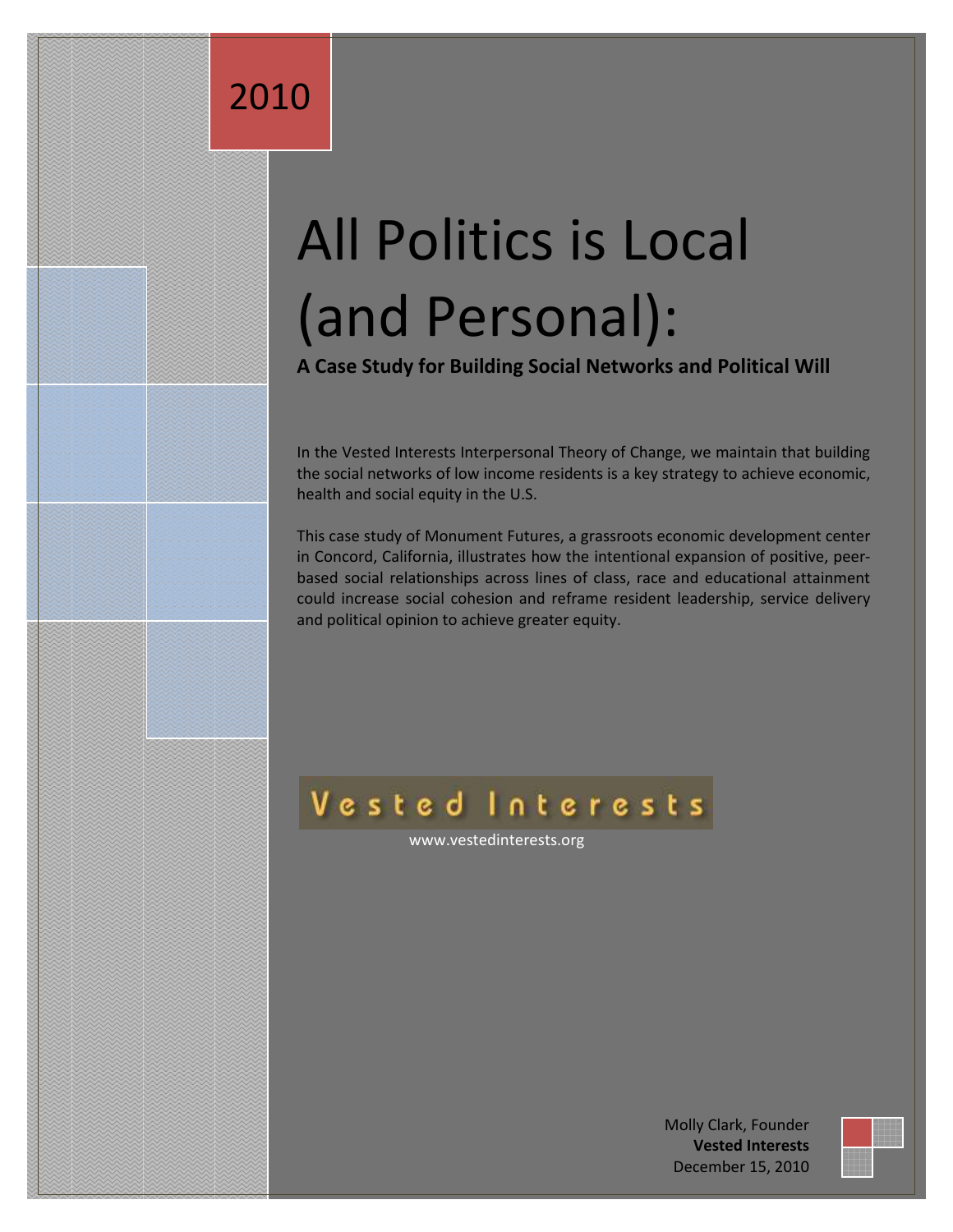2010

# All Politics is Local (and Personal):

**A Case Study for Building Social Networks and Political Will**

In the Vested Interests Interpersonal Theory of Change, we maintain that building the social networks of low income residents is a key strategy to achieve economic, health and social equity in the U.S.

This case study of Monument Futures, a grassroots economic development center in Concord, California, illustrates how the intentional expansion of positive, peer-based social relationships across lines of class, race and educational attainment could increase social cohesion and reframe resident leadership, service delivery and political opinion to achieve greater equity.

Vested Interests

www.vestedinterests.org

Molly Clark, Founder
**Vested Interests**
December 15, 2010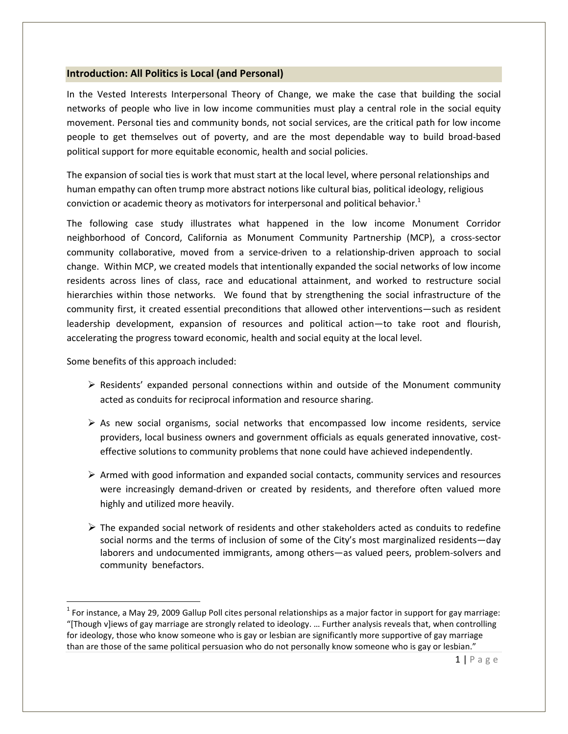## Introduction: All Politics is Local (and Personal)

In the Vested Interests Interpersonal Theory of Change, we make the case that building the social networks of people who live in low income communities must play a central role in the social equity movement. Personal ties and community bonds, not social services, are the critical path for low income people to get themselves out of poverty, and are the most dependable way to build broad-based political support for more equitable economic, health and social policies.

The expansion of social ties is work that must start at the local level, where personal relationships and human empathy can often trump more abstract notions like cultural bias, political ideology, religious conviction or academic theory as motivators for interpersonal and political behavior.[1]

The following case study illustrates what happened in the low income Monument Corridor neighborhood of Concord, California as Monument Community Partnership (MCP), a cross-sector community collaborative, moved from a service-driven to a relationship-driven approach to social change. Within MCP, we created models that intentionally expanded the social networks of low income residents across lines of class, race and educational attainment, and worked to restructure social hierarchies within those networks. We found that by strengthening the social infrastructure of the community first, it created essential preconditions that allowed other interventions—such as resident leadership development, expansion of resources and political action—to take root and flourish, accelerating the progress toward economic, health and social equity at the local level.

Some benefits of this approach included:

- Residents' expanded personal connections within and outside of the Monument community acted as conduits for reciprocal information and resource sharing.
- As new social organisms, social networks that encompassed low income residents, service providers, local business owners and government officials as equals generated innovative, cost-effective solutions to community problems that none could have achieved independently.
- Armed with good information and expanded social contacts, community services and resources were increasingly demand-driven or created by residents, and therefore often valued more highly and utilized more heavily.
- The expanded social network of residents and other stakeholders acted as conduits to redefine social norms and the terms of inclusion of some of the City's most marginalized residents—day laborers and undocumented immigrants, among others—as valued peers, problem-solvers and community benefactors.

---

[1] For instance, a May 29, 2009 Gallup Poll cites personal relationships as a major factor in support for gay marriage: "[Though v]iews of gay marriage are strongly related to ideology. … Further analysis reveals that, when controlling for ideology, those who know someone who is gay or lesbian are significantly more supportive of gay marriage than are those of the same political persuasion who do not personally know someone who is gay or lesbian."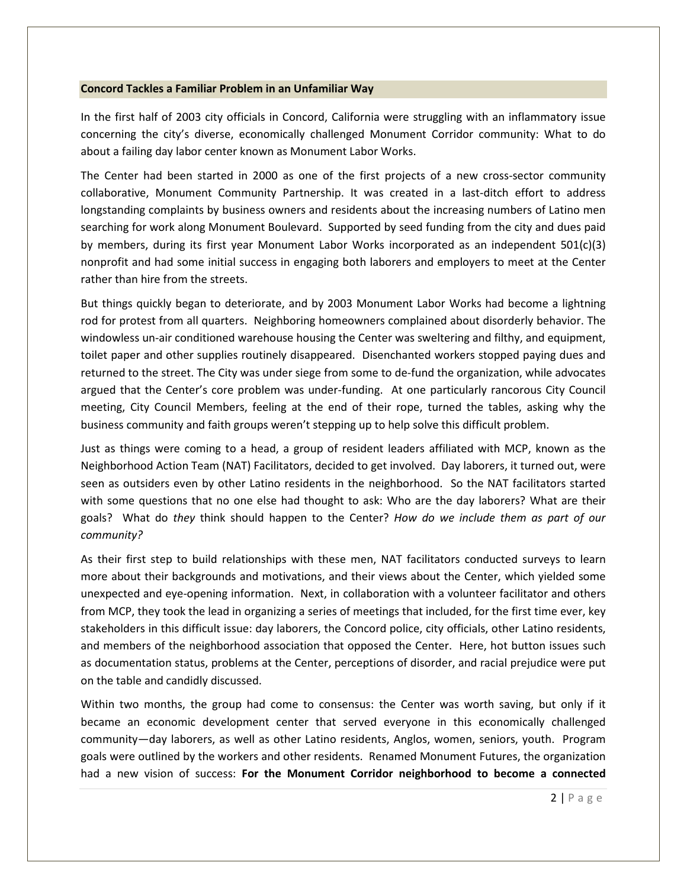## Concord Tackles a Familiar Problem in an Unfamiliar Way

In the first half of 2003 city officials in Concord, California were struggling with an inflammatory issue concerning the city's diverse, economically challenged Monument Corridor community: What to do about a failing day labor center known as Monument Labor Works.

The Center had been started in 2000 as one of the first projects of a new cross-sector community collaborative, Monument Community Partnership. It was created in a last-ditch effort to address longstanding complaints by business owners and residents about the increasing numbers of Latino men searching for work along Monument Boulevard. Supported by seed funding from the city and dues paid by members, during its first year Monument Labor Works incorporated as an independent 501(c)(3) nonprofit and had some initial success in engaging both laborers and employers to meet at the Center rather than hire from the streets.

But things quickly began to deteriorate, and by 2003 Monument Labor Works had become a lightning rod for protest from all quarters. Neighboring homeowners complained about disorderly behavior. The windowless un-air conditioned warehouse housing the Center was sweltering and filthy, and equipment, toilet paper and other supplies routinely disappeared. Disenchanted workers stopped paying dues and returned to the street. The City was under siege from some to de-fund the organization, while advocates argued that the Center's core problem was under-funding. At one particularly rancorous City Council meeting, City Council Members, feeling at the end of their rope, turned the tables, asking why the business community and faith groups weren't stepping up to help solve this difficult problem.

Just as things were coming to a head, a group of resident leaders affiliated with MCP, known as the Neighborhood Action Team (NAT) Facilitators, decided to get involved. Day laborers, it turned out, were seen as outsiders even by other Latino residents in the neighborhood. So the NAT facilitators started with some questions that no one else had thought to ask: Who are the day laborers? What are their goals? What do *they* think should happen to the Center? *How do we include them as part of our community?*

As their first step to build relationships with these men, NAT facilitators conducted surveys to learn more about their backgrounds and motivations, and their views about the Center, which yielded some unexpected and eye-opening information. Next, in collaboration with a volunteer facilitator and others from MCP, they took the lead in organizing a series of meetings that included, for the first time ever, key stakeholders in this difficult issue: day laborers, the Concord police, city officials, other Latino residents, and members of the neighborhood association that opposed the Center. Here, hot button issues such as documentation status, problems at the Center, perceptions of disorder, and racial prejudice were put on the table and candidly discussed.

Within two months, the group had come to consensus: the Center was worth saving, but only if it became an economic development center that served everyone in this economically challenged community—day laborers, as well as other Latino residents, Anglos, women, seniors, youth. Program goals were outlined by the workers and other residents. Renamed Monument Futures, the organization had a new vision of success: **For the Monument Corridor neighborhood to become a connected**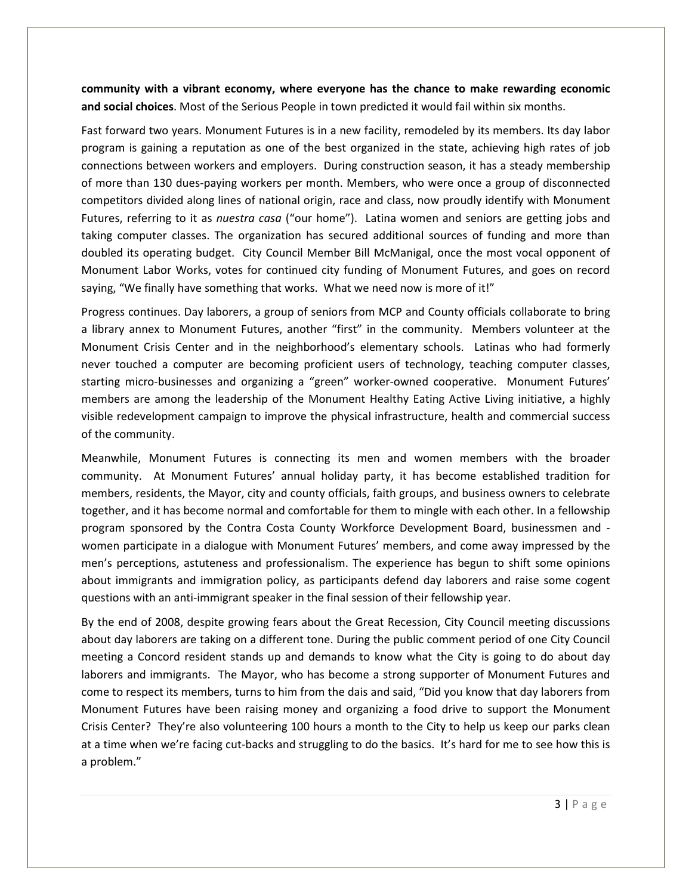**community with a vibrant economy, where everyone has the chance to make rewarding economic and social choices**. Most of the Serious People in town predicted it would fail within six months.

Fast forward two years. Monument Futures is in a new facility, remodeled by its members. Its day labor program is gaining a reputation as one of the best organized in the state, achieving high rates of job connections between workers and employers. During construction season, it has a steady membership of more than 130 dues-paying workers per month. Members, who were once a group of disconnected competitors divided along lines of national origin, race and class, now proudly identify with Monument Futures, referring to it as *nuestra casa* ("our home"). Latina women and seniors are getting jobs and taking computer classes. The organization has secured additional sources of funding and more than doubled its operating budget. City Council Member Bill McManigal, once the most vocal opponent of Monument Labor Works, votes for continued city funding of Monument Futures, and goes on record saying, "We finally have something that works. What we need now is more of it!"

Progress continues. Day laborers, a group of seniors from MCP and County officials collaborate to bring a library annex to Monument Futures, another "first" in the community. Members volunteer at the Monument Crisis Center and in the neighborhood's elementary schools. Latinas who had formerly never touched a computer are becoming proficient users of technology, teaching computer classes, starting micro-businesses and organizing a "green" worker-owned cooperative. Monument Futures' members are among the leadership of the Monument Healthy Eating Active Living initiative, a highly visible redevelopment campaign to improve the physical infrastructure, health and commercial success of the community.

Meanwhile, Monument Futures is connecting its men and women members with the broader community. At Monument Futures' annual holiday party, it has become established tradition for members, residents, the Mayor, city and county officials, faith groups, and business owners to celebrate together, and it has become normal and comfortable for them to mingle with each other. In a fellowship program sponsored by the Contra Costa County Workforce Development Board, businessmen and -women participate in a dialogue with Monument Futures' members, and come away impressed by the men's perceptions, astuteness and professionalism. The experience has begun to shift some opinions about immigrants and immigration policy, as participants defend day laborers and raise some cogent questions with an anti-immigrant speaker in the final session of their fellowship year.

By the end of 2008, despite growing fears about the Great Recession, City Council meeting discussions about day laborers are taking on a different tone. During the public comment period of one City Council meeting a Concord resident stands up and demands to know what the City is going to do about day laborers and immigrants. The Mayor, who has become a strong supporter of Monument Futures and come to respect its members, turns to him from the dais and said, "Did you know that day laborers from Monument Futures have been raising money and organizing a food drive to support the Monument Crisis Center? They're also volunteering 100 hours a month to the City to help us keep our parks clean at a time when we're facing cut-backs and struggling to do the basics. It's hard for me to see how this is a problem."